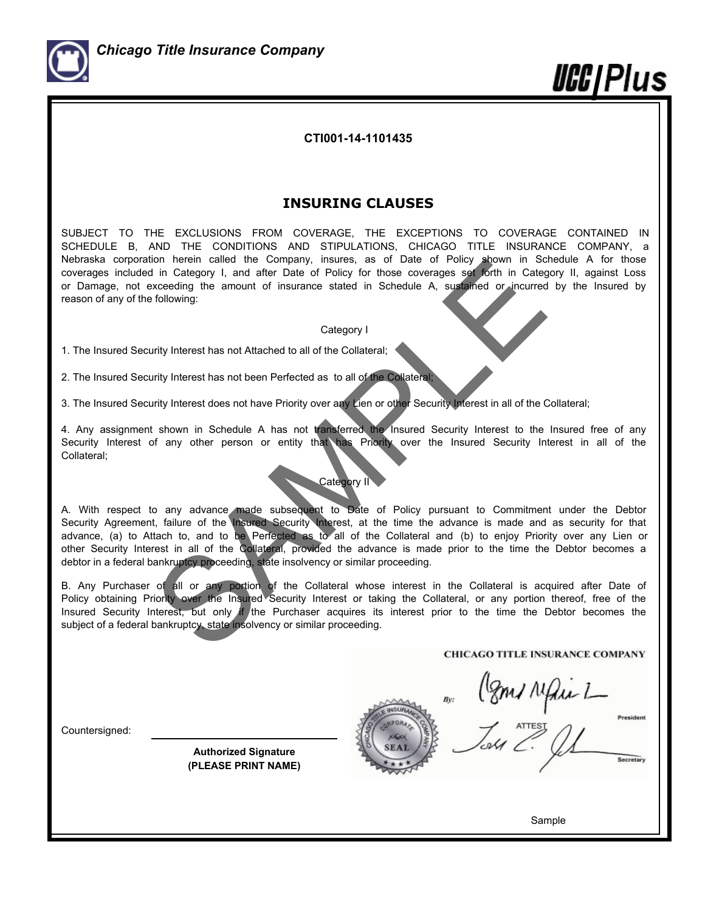Chicago Title Insurance Company

UCC Plus

**CTI001-14-1101435**

## INSURING CLAUSES

SUBJECT TO THE EXCLUSIONS FROM COVERAGE, THE EXCEPTIONS TO COVERAGE CONTAINED IN SCHEDULE B, AND THE CONDITIONS AND STIPULATIONS, CHICAGO TITLE INSURANCE COMPANY, a Nebraska corporation herein called the Company, insures, as of Date of Policy shown in Schedule A for those coverages included in Category I, and after Date of Policy for those coverages set forth in Category II, against Loss or Damage, not exceeding the amount of insurance stated in Schedule A, sustained or incurred by the Insured by reason of any of the following:

Category I

1. The Insured Security Interest has not Attached to all of the Collateral;

2. The Insured Security Interest has not been Perfected as to all of the Collateral;

3. The Insured Security Interest does not have Priority over any Lien or other Security Interest in all of the Collateral;

4. Any assignment shown in Schedule A has not transferred the Insured Security Interest to the Insured free of any Security Interest of any other person or entity that has Priority over the Insured Security Interest in all of the Collateral;

Category II

A. With respect to any advance made subsequent to Date of Policy pursuant to Commitment under the Debtor Security Agreement, failure of the Insured Security Interest, at the time the advance is made and as security for that advance, (a) to Attach to, and to be Perfected as to all of the Collateral and (b) to enjoy Priority over any Lien or other Security Interest in all of the Collateral, provided the advance is made prior to the time the Debtor becomes a debtor in a federal bankruptcy proceeding, state insolvency or similar proceeding.

B. Any Purchaser of all or any portion of the Collateral whose interest in the Collateral is acquired after Date of Policy obtaining Priority over the Insured Security Interest or taking the Collateral, or any portion thereof, free of the Insured Security Interest, but only if the Purchaser acquires its interest prior to the time the Debtor becomes the subject of a federal bankruptcy, state insolvency or similar proceeding.

CHICAGO TITLE INSURANCE COMPANY

By: President

ATTEST Secretary

Countersigned: ______________________________

**Authorized Signature**
**(PLEASE PRINT NAME)**

Sample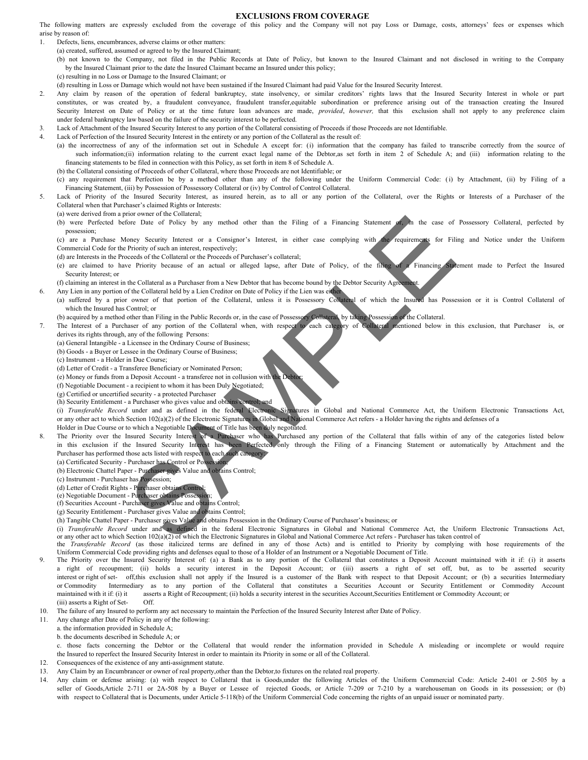## EXCLUSIONS FROM COVERAGE

The following matters are expressly excluded from the coverage of this policy and the Company will not pay Loss or Damage, costs, attorneys' fees or expenses which arise by reason of:

1. Defects, liens, encumbrances, adverse claims or other matters:
   (a) created, suffered, assumed or agreed to by the Insured Claimant;
   (b) not known to the Company, not filed in the Public Records at Date of Policy, but known to the Insured Claimant and not disclosed in writing to the Company by the Insured Claimant prior to the date the Insured Claimant became an Insured under this policy;
   (c) resulting in no Loss or Damage to the Insured Claimant; or
   (d) resulting in Loss or Damage which would not have been sustained if the Insured Claimant had paid Value for the Insured Security Interest.
2. Any claim by reason of the operation of federal bankruptcy, state insolvency, or similar creditors' rights laws that the Insured Security Interest in whole or part constitutes, or was created by, a fraudulent conveyance, fraudulent transfer,equitable subordination or preference arising out of the transaction creating the Insured Security Interest on Date of Policy or at the time future loan advances are made, *provided*, *however,* that this exclusion shall not apply to any preference claim under federal bankruptcy law based on the failure of the security interest to be perfected.
3. Lack of Attachment of the Insured Security Interest to any portion of the Collateral consisting of Proceeds if those Proceeds are not Identifiable.
4. Lack of Perfection of the Insured Security Interest in the entirety or any portion of the Collateral as the result of:
   (a) the incorrectness of any of the information set out in Schedule A except for: (i) information that the company has failed to transcribe correctly from the source of such information;(ii) information relating to the current exact legal name of the Debtor,as set forth in item 2 of Schedule A; and (iii) information relating to the financing statements to be filed in connection with this Policy, as set forth in item 8 of Schedule A.
   (b) the Collateral consisting of Proceeds of other Collateral, where those Proceeds are not Identifiable; or
   (c) any requirement that Perfection be by a method other than any of the following under the Uniform Commercial Code: (i) by Attachment, (ii) by Filing of a Financing Statement, (iii) by Possession of Possessory Collateral or (iv) by Control of Control Collateral.
5. Lack of Priority of the Insured Security Interest, as insured herein, as to all or any portion of the Collateral, over the Rights or Interests of a Purchaser of the Collateral when that Purchaser's claimed Rights or Interests:
   (a) were derived from a prior owner of the Collateral;
   (b) were Perfected before Date of Policy by any method other than the Filing of a Financing Statement or, in the case of Possessory Collateral, perfected by possession;
   (c) are a Purchase Money Security Interest or a Consignor's Interest, in either case complying with the requirements for Filing and Notice under the Uniform Commercial Code for the Priority of such an interest, respectively;
   (d) are Interests in the Proceeds of the Collateral or the Proceeds of Purchaser's collateral;
   (e) are claimed to have Priority because of an actual or alleged lapse, after Date of Policy, of the filing of a Financing Statement made to Perfect the Insured Security Interest; or
   (f) claiming an interest in the Collateral as a Purchaser from a New Debtor that has become bound by the Debtor Security Agreement.
6. Any Lien in any portion of the Collateral held by a Lien Creditor on Date of Policy if the Lien was either
   (a) suffered by a prior owner of that portion of the Collateral, unless it is Possessory Collateral of which the Insured has Possession or it is Control Collateral of which the Insured has Control; or
   (b) acquired by a method other than Filing in the Public Records or, in the case of Possessory Collateral, by taking Possession of the Collateral.
7. The Interest of a Purchaser of any portion of the Collateral when, with respect to each category of Collateral mentioned below in this exclusion, that Purchaser is, or derives its rights through, any of the following Persons:
   (a) General Intangible - a Licensee in the Ordinary Course of Business;
   (b) Goods - a Buyer or Lessee in the Ordinary Course of Business;
   (c) Instrument - a Holder in Due Course;
   (d) Letter of Credit - a Transferee Beneficiary or Nominated Person;
   (e) Money or funds from a Deposit Account - a transferee not in collusion with the Debtor;
   (f) Negotiable Document - a recipient to whom it has been Duly Negotiated;
   (g) Certified or uncertified security - a protected Purchaser
   (h) Security Entitlement - a Purchaser who gives value and obtains control; and
   (i) *Transferable Record* under and as defined in the federal Electronic Signatures in Global and National Commerce Act, the Uniform Electronic Transactions Act, or any other act to which Section 102(a)(2) of the Electronic Signatures in Global and National Commerce Act refers - a Holder having the rights and defenses of a Holder in Due Course or to which a Negotiable Document of Title has been duly negotiated.
8. The Priority over the Insured Security Interest of a Purchaser who has Purchased any portion of the Collateral that falls within of any of the categories listed below in this exclusion if the Insured Security Interest has been Perfected only through the Filing of a Financing Statement or automatically by Attachment and the Purchaser has performed those acts listed with respect to each such category:
   (a) Certificated Security - Purchaser has Control or Possession;
   (b) Electronic Chattel Paper - Purchaser gives Value and obtains Control;
   (c) Instrument - Purchaser has Possession;
   (d) Letter of Credit Rights - Purchaser obtains Control;
   (e) Negotiable Document - Purchaser obtains Possession;
   (f) Securities Account - Purchaser gives Value and obtains Control;
   (g) Security Entitlement - Purchaser gives Value and obtains Control;
   (h) Tangible Chattel Paper - Purchaser gives Value and obtains Possession in the Ordinary Course of Purchaser's business; or
   (i) *Transferable Record* under and as defined in the federal Electronic Signatures in Global and National Commerce Act, the Uniform Electronic Transactions Act, or any other act to which Section 102(a)(2) of which the Electronic Signatures in Global and National Commerce Act refers - Purchaser has taken control of the *Transferable Record* (as those italicized terms are defined in any of those Acts) and is entitled to Priority by complying with hose requirements of the Uniform Commercial Code providing rights and defenses equal to those of a Holder of an Instrument or a Negotiable Document of Title.
9. The Priority over the Insured Security Interest of: (a) a Bank as to any portion of the Collateral that constitutes a Deposit Account maintained with it if: (i) it asserts a right of recoupment; (ii) holds a security interest in the Deposit Account; or (iii) asserts a right of set off, but, as to be asserted security interest or right of set- off,this exclusion shall not apply if the Insured is a customer of the Bank with respect to that Deposit Account; or (b) a securities Intermediary or Commodity Intermediary as to any portion of the Collateral that constitutes a Securities Account or Security Entitlement or Commodity Account maintained with it if: (i) it asserts a Right of Recoupment; (ii) holds a security interest in the securities Account,Securities Entitlement or Commodity Account; or (iii) asserts a Right of Set- Off.
10. The failure of any Insured to perform any act necessary to maintain the Perfection of the Insured Security Interest after Date of Policy.
11. Any change after Date of Policy in any of the following:
    a. the information provided in Schedule A;
    b. the documents described in Schedule A; or
    c. those facts concerning the Debtor or the Collateral that would render the information provided in Schedule A misleading or incomplete or would require the Insured to reperfect the Insured Security Interest in order to maintain its Priority in some or all of the Collateral.
12. Consequences of the existence of any anti-assignment statute.
13. Any Claim by an Encumbrancer or owner of real property,other than the Debtor,to fixtures on the related real property.
14. Any claim or defense arising: (a) with respect to Collateral that is Goods,under the following Articles of the Uniform Commercial Code: Article 2-401 or 2-505 by a seller of Goods,Article 2-711 or 2A-508 by a Buyer or Lessee of rejected Goods, or Article 7-209 or 7-210 by a warehouseman on Goods in its possession; or (b) with respect to Collateral that is Documents, under Article 5-118(b) of the Uniform Commercial Code concerning the rights of an unpaid issuer or nominated party.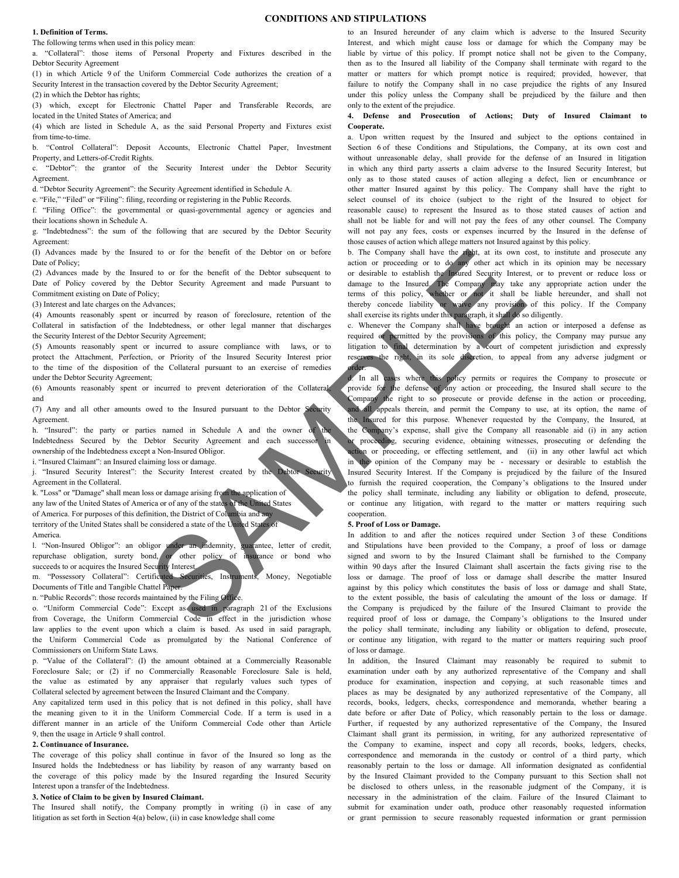# CONDITIONS AND STIPULATIONS

**1. Definition of Terms.**

The following terms when used in this policy mean:

a. "Collateral": those items of Personal Property and Fixtures described in the Debtor Security Agreement

(1) in which Article 9 of the Uniform Commercial Code authorizes the creation of a Security Interest in the transaction covered by the Debtor Security Agreement;

(2) in which the Debtor has rights;

(3) which, except for Electronic Chattel Paper and Transferable Records, are located in the United States of America; and

(4) which are listed in Schedule A, as the said Personal Property and Fixtures exist from time-to-time.

b. "Control Collateral": Deposit Accounts, Electronic Chattel Paper, Investment Property, and Letters-of-Credit Rights.

c. "Debtor": the grantor of the Security Interest under the Debtor Security Agreement.

d. "Debtor Security Agreement": the Security Agreement identified in Schedule A.

e. "File," "Filed" or "Filing": filing, recording or registering in the Public Records.

f. "Filing Office": the governmental or quasi-governmental agency or agencies and their locations shown in Schedule A.

g. "Indebtedness": the sum of the following that are secured by the Debtor Security Agreement:

(I) Advances made by the Insured to or for the benefit of the Debtor on or before Date of Policy;

(2) Advances made by the Insured to or for the benefit of the Debtor subsequent to Date of Policy covered by the Debtor Security Agreement and made Pursuant to Commitment existing on Date of Policy;

(3) Interest and late charges on the Advances;

(4) Amounts reasonably spent or incurred by reason of foreclosure, retention of the Collateral in satisfaction of the Indebtedness, or other legal manner that discharges the Security Interest of the Debtor Security Agreement;

(5) Amounts reasonably spent or incurred to assure compliance with laws, or to protect the Attachment, Perfection, or Priority of the Insured Security Interest prior to the time of the disposition of the Collateral pursuant to an exercise of remedies under the Debtor Security Agreement;

(6) Amounts reasonably spent or incurred to prevent deterioration of the Collateral; and

(7) Any and all other amounts owed to the Insured pursuant to the Debtor Security Agreement.

h. "Insured": the party or parties named in Schedule A and the owner of the Indebtedness Secured by the Debtor Security Agreement and each successor in ownership of the Indebtedness except a Non-Insured Obligor.

i. "Insured Claimant": an Insured claiming loss or damage.

j. "Insured Security Interest": the Security Interest created by the Debtor Security Agreement in the Collateral.

k. "Loss" or "Damage" shall mean loss or damage arising from the application of any law of the United States of America or of any of the states of the United States of America. For purposes of this definition, the District of Columbia and any territory of the United States shall be considered a state of the United States of America.

l. "Non-Insured Obligor": an obligor under an indemnity, guarantee, letter of credit, repurchase obligation, surety bond, or other policy of insurance or bond who succeeds to or acquires the Insured Security Interest.

m. "Possessory Collateral": Certificated Securities, Instruments, Money, Negotiable Documents of Title and Tangible Chattel Paper.

n. "Public Records": those records maintained by the Filing Office.

o. "Uniform Commercial Code": Except as used in paragraph 21 of the Exclusions from Coverage, the Uniform Commercial Code in effect in the jurisdiction whose law applies to the event upon which a claim is based. As used in said paragraph, the Uniform Commercial Code as promulgated by the National Conference of Commissioners on Uniform State Laws.

p. "Value of the Collateral": (I) the amount obtained at a Commercially Reasonable Foreclosure Sale; or (2) if no Commercially Reasonable Foreclosure Sale is held, the value as estimated by any appraiser that regularly values such types of Collateral selected by agreement between the Insured Claimant and the Company.

Any capitalized term used in this policy that is not defined in this policy, shall have the meaning given to it in the Uniform Commercial Code. If a term is used in a different manner in an article of the Uniform Commercial Code other than Article 9, then the usage in Article 9 shall control.

**2. Continuance of Insurance.**

The coverage of this policy shall continue in favor of the Insured so long as the Insured holds the Indebtedness or has liability by reason of any warranty based on the coverage of this policy made by the Insured regarding the Insured Security Interest upon a transfer of the Indebtedness.

**3. Notice of Claim to be given by Insured Claimant.**

The Insured shall notify, the Company promptly in writing (i) in case of any litigation as set forth in Section 4(a) below, (ii) in case knowledge shall come to an Insured hereunder of any claim which is adverse to the Insured Security Interest, and which might cause loss or damage for which the Company may be liable by virtue of this policy. If prompt notice shall not be given to the Company, then as to the Insured all liability of the Company shall terminate with regard to the matter or matters for which prompt notice is required; provided, however, that failure to notify the Company shall in no case prejudice the rights of any Insured under this policy unless the Company shall be prejudiced by the failure and then only to the extent of the prejudice.

**4. Defense and Prosecution of Actions; Duty of Insured Claimant to Cooperate.**

a. Upon written request by the Insured and subject to the options contained in Section 6 of these Conditions and Stipulations, the Company, at its own cost and without unreasonable delay, shall provide for the defense of an Insured in litigation in which any third party asserts a claim adverse to the Insured Security Interest, but only as to those stated causes of action alleging a defect, lien or encumbrance or other matter Insured against by this policy. The Company shall have the right to select counsel of its choice (subject to the right of the Insured to object for reasonable cause) to represent the Insured as to those stated causes of action and shall not be liable for and will not pay the fees of any other counsel. The Company will not pay any fees, costs or expenses incurred by the Insured in the defense of those causes of action which allege matters not Insured against by this policy.

b. The Company shall have the right, at its own cost, to institute and prosecute any action or proceeding or to do any other act which in its opinion may be necessary or desirable to establish the Insured Security Interest, or to prevent or reduce loss or damage to the Insured. The Company may take any appropriate action under the terms of this policy, whether or not it shall be liable hereunder, and shall not thereby concede liability or waive any provision of this policy. If the Company shall exercise its rights under this paragraph, it shall do so diligently.

c. Whenever the Company shall have brought an action or interposed a defense as required or permitted by the provisions of this policy, the Company may pursue any litigation to final determination by a court of competent jurisdiction and expressly reserves the right, in its sole discretion, to appeal from any adverse judgment or order.

d. In all cases where this policy permits or requires the Company to prosecute or provide for the defense of any action or proceeding, the Insured shall secure to the Company the right to so prosecute or provide defense in the action or proceeding, and all appeals therein, and permit the Company to use, at its option, the name of the Insured for this purpose. Whenever requested by the Company, the Insured, at the Company's expense, shall give the Company all reasonable aid (i) in any action or proceeding, securing evidence, obtaining witnesses, prosecuting or defending the action or proceeding, or effecting settlement, and (ii) in any other lawful act which in the opinion of the Company may be - necessary or desirable to establish the Insured Security Interest. If the Company is prejudiced by the failure of the Insured to furnish the required cooperation, the Company's obligations to the Insured under the policy shall terminate, including any liability or obligation to defend, prosecute, or continue any litigation, with regard to the matter or matters requiring such cooperation.

**5. Proof of Loss or Damage.**

In addition to and after the notices required under Section 3 of these Conditions and Stipulations have been provided to the Company, a proof of loss or damage signed and sworn to by the Insured Claimant shall be furnished to the Company within 90 days after the Insured Claimant shall ascertain the facts giving rise to the loss or damage. The proof of loss or damage shall describe the matter Insured against by this policy which constitutes the basis of loss or damage and shall State, to the extent possible, the basis of calculating the amount of the loss or damage. If the Company is prejudiced by the failure of the Insured Claimant to provide the required proof of loss or damage, the Company's obligations to the Insured under the policy shall terminate, including any liability or obligation to defend, prosecute, or continue any litigation, with regard to the matter or matters requiring such proof of loss or damage.

In addition, the Insured Claimant may reasonably be required to submit to examination under oath by any authorized representative of the Company and shall produce for examination, inspection and copying, at such reasonable times and places as may be designated by any authorized representative of the Company, all records, books, ledgers, checks, correspondence and memoranda, whether bearing a date before or after Date of Policy, which reasonably pertain to the loss or damage. Further, if requested by any authorized representative of the Company, the Insured Claimant shall grant its permission, in writing, for any authorized representative of the Company to examine, inspect and copy all records, books, ledgers, checks, correspondence and memoranda in the custody or control of a third party, which reasonably pertain to the loss or damage. All information designated as confidential by the Insured Claimant provided to the Company pursuant to this Section shall not be disclosed to others unless, in the reasonable judgment of the Company, it is necessary in the administration of the claim. Failure of the Insured Claimant to submit for examination under oath, produce other reasonably requested information or grant permission to secure reasonably requested information or grant permission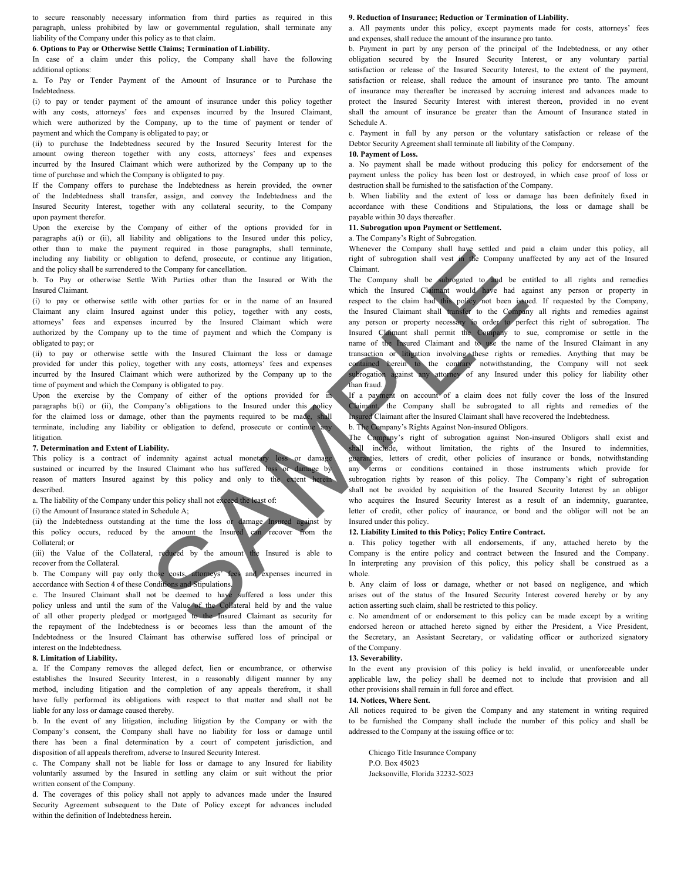to secure reasonably necessary information from third parties as required in this paragraph, unless prohibited by law or governmental regulation, shall terminate any liability of the Company under this policy as to that claim.

**6. Options to Pay or Otherwise Settle Claims; Termination of Liability.**

In case of a claim under this policy, the Company shall have the following additional options:

a. To Pay or Tender Payment of the Amount of Insurance or to Purchase the Indebtedness.

(i) to pay or tender payment of the amount of insurance under this policy together with any costs, attorneys' fees and expenses incurred by the Insured Claimant, which were authorized by the Company, up to the time of payment or tender of payment and which the Company is obligated to pay; or

(ii) to purchase the Indebtedness secured by the Insured Security Interest for the amount owing thereon together with any costs, attorneys' fees and expenses incurred by the Insured Claimant which were authorized by the Company up to the time of purchase and which the Company is obligated to pay.

If the Company offers to purchase the Indebtedness as herein provided, the owner of the Indebtedness shall transfer, assign, and convey the Indebtedness and the Insured Security Interest, together with any collateral security, to the Company upon payment therefor.

Upon the exercise by the Company of either of the options provided for in paragraphs a(i) or (ii), all liability and obligations to the Insured under this policy, other than to make the payment required in those paragraphs, shall terminate, including any liability or obligation to defend, prosecute, or continue any litigation, and the policy shall be surrendered to the Company for cancellation.

b. To Pay or otherwise Settle With Parties other than the Insured or With the Insured Claimant.

(i) to pay or otherwise settle with other parties for or in the name of an Insured Claimant any claim Insured against under this policy, together with any costs, attorneys' fees and expenses incurred by the Insured Claimant which were authorized by the Company up to the time of payment and which the Company is obligated to pay; or

(ii) to pay or otherwise settle with the Insured Claimant the loss or damage provided for under this policy, together with any costs, attorneys' fees and expenses incurred by the Insured Claimant which were authorized by the Company up to the time of payment and which the Company is obligated to pay.

Upon the exercise by the Company of either of the options provided for in paragraphs b(i) or (ii), the Company's obligations to the Insured under this policy for the claimed loss or damage, other than the payments required to be made, shall terminate, including any liability or obligation to defend, prosecute or continue any litigation.

**7. Determination and Extent of Liability.**

This policy is a contract of indemnity against actual monetary loss or damage sustained or incurred by the Insured Claimant who has suffered loss or damage by reason of matters Insured against by this policy and only to the extent herein described.

a. The liability of the Company under this policy shall not exceed the least of:

(i) the Amount of Insurance stated in Schedule A;

(ii) the Indebtedness outstanding at the time the loss or damage Insured against by this policy occurs, reduced by the amount the Insured can recover from the Collateral; or

(iii) the Value of the Collateral, reduced by the amount the Insured is able to recover from the Collateral.

b. The Company will pay only those costs, attorneys' fees and expenses incurred in accordance with Section 4 of these Conditions and Stipulations.

c. The Insured Claimant shall not be deemed to have suffered a loss under this policy unless and until the sum of the Value of the Collateral held by and the value of all other property pledged or mortgaged to the Insured Claimant as security for the repayment of the Indebtedness is or becomes less than the amount of the Indebtedness or the Insured Claimant has otherwise suffered loss of principal or interest on the Indebtedness.

**8. Limitation of Liability.**

a. If the Company removes the alleged defect, lien or encumbrance, or otherwise establishes the Insured Security Interest, in a reasonably diligent manner by any method, including litigation and the completion of any appeals therefrom, it shall have fully performed its obligations with respect to that matter and shall not be liable for any loss or damage caused thereby.

b. In the event of any litigation, including litigation by the Company or with the Company's consent, the Company shall have no liability for loss or damage until there has been a final determination by a court of competent jurisdiction, and disposition of all appeals therefrom, adverse to Insured Security Interest.

c. The Company shall not be liable for loss or damage to any Insured for liability voluntarily assumed by the Insured in settling any claim or suit without the prior written consent of the Company.

d. The coverages of this policy shall not apply to advances made under the Insured Security Agreement subsequent to the Date of Policy except for advances included within the definition of Indebtedness herein.

**9. Reduction of Insurance; Reduction or Termination of Liability.**

a. All payments under this policy, except payments made for costs, attorneys' fees and expenses, shall reduce the amount of the insurance pro tanto.

b. Payment in part by any person of the principal of the Indebtedness, or any other obligation secured by the Insured Security Interest, or any voluntary partial satisfaction or release of the Insured Security Interest, to the extent of the payment, satisfaction or release, shall reduce the amount of insurance pro tanto. The amount of insurance may thereafter be increased by accruing interest and advances made to protect the Insured Security Interest with interest thereon, provided in no event shall the amount of insurance be greater than the Amount of Insurance stated in Schedule A.

c. Payment in full by any person or the voluntary satisfaction or release of the Debtor Security Agreement shall terminate all liability of the Company.

**10. Payment of Loss.**

a. No payment shall be made without producing this policy for endorsement of the payment unless the policy has been lost or destroyed, in which case proof of loss or destruction shall be furnished to the satisfaction of the Company.

b. When liability and the extent of loss or damage has been definitely fixed in accordance with these Conditions and Stipulations, the loss or damage shall be payable within 30 days thereafter.

**11. Subrogation upon Payment or Settlement.**

a. The Company's Right of Subrogation.

Whenever the Company shall have settled and paid a claim under this policy, all right of subrogation shall vest in the Company unaffected by any act of the Insured Claimant.

The Company shall be subrogated to and be entitled to all rights and remedies which the Insured Claimant would have had against any person or property in respect to the claim had this policy not been issued. If requested by the Company, the Insured Claimant shall transfer to the Company all rights and remedies against any person or property necessary in order to perfect this right of subrogation. The Insured Claimant shall permit the Company to sue, compromise or settle in the name of the Insured Claimant and to use the name of the Insured Claimant in any transaction or litigation involving these rights or remedies. Anything that may be contained herein to the contrary notwithstanding, the Company will not seek subrogation against any attorney of any Insured under this policy for liability other than fraud.

If a payment on account of a claim does not fully cover the loss of the Insured Claimant, the Company shall be subrogated to all rights and remedies of the Insured Claimant after the Insured Claimant shall have recovered the Indebtedness.

b. The Company's Rights Against Non-insured Obligors.

The Company's right of subrogation against Non-insured Obligors shall exist and shall include, without limitation, the rights of the Insured to indemnities, guaranties, letters of credit, other policies of insurance or bonds, notwithstanding any terms or conditions contained in those instruments which provide for subrogation rights by reason of this policy. The Company's right of subrogation shall not be avoided by acquisition of the Insured Security Interest by an obligor who acquires the Insured Security Interest as a result of an indemnity, guarantee, letter of credit, other policy of inaurance, or bond and the obligor will not be an Insured under this policy.

**12. Liability Limited to this Policy; Policy Entire Contract.**

a. This policy together with all endorsements, if any, attached hereto by the Company is the entire policy and contract between the Insured and the Company. In interpreting any provision of this policy, this policy shall be construed as a whole.

b. Any claim of loss or damage, whether or not based on negligence, and which arises out of the status of the Insured Security Interest covered hereby or by any action asserting such claim, shall be restricted to this policy.

c. No amendment of or endorsement to this policy can be made except by a writing endorsed hereon or attached hereto signed by either the President, a Vice President, the Secretary, an Assistant Secretary, or validating officer or authorized signatory of the Company.

**13. Severability.**

In the event any provision of this policy is held invalid, or unenforceable under applicable law, the policy shall be deemed not to include that provision and all other provisions shall remain in full force and effect.

**14. Notices, Where Sent.**

All notices required to be given the Company and any statement in writing required to be furnished the Company shall include the number of this policy and shall be addressed to the Company at the issuing office or to:

Chicago Title Insurance Company
P.O. Box 45023
Jacksonville, Florida 32232-5023